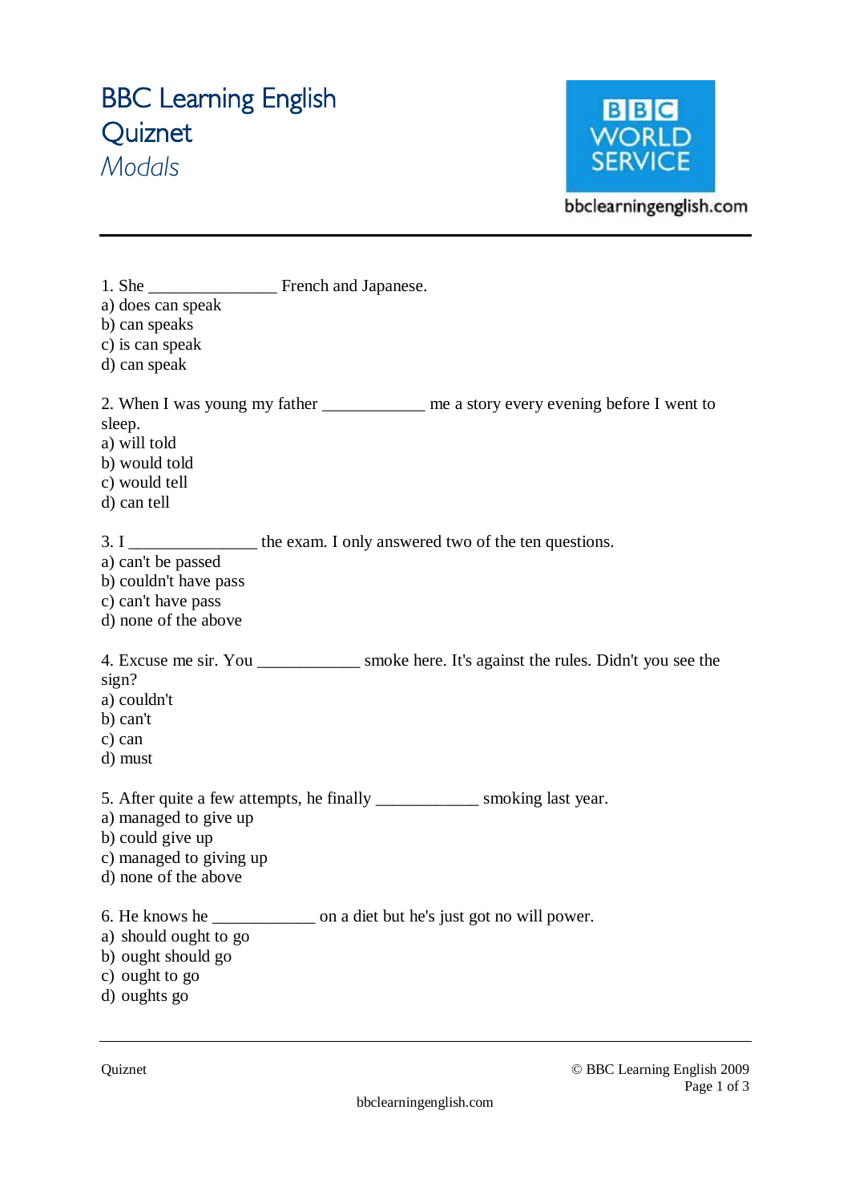# BBC Learning English
# Quiznet
## *Modals*

BBC WORLD SERVICE

bbclearningenglish.com

---

1. She _______________ French and Japanese.
a) does can speak
b) can speaks
c) is can speak
d) can speak

2. When I was young my father ____________ me a story every evening before I went to sleep.
a) will told
b) would told
c) would tell
d) can tell

3. I _______________ the exam. I only answered two of the ten questions.
a) can't be passed
b) couldn't have pass
c) can't have pass
d) none of the above

4. Excuse me sir. You ____________ smoke here. It's against the rules. Didn't you see the sign?
a) couldn't
b) can't
c) can
d) must

5. After quite a few attempts, he finally ____________ smoking last year.
a) managed to give up
b) could give up
c) managed to giving up
d) none of the above

6. He knows he ____________ on a diet but he's just got no will power.
a) should ought to go
b) ought should go
c) ought to go
d) oughts go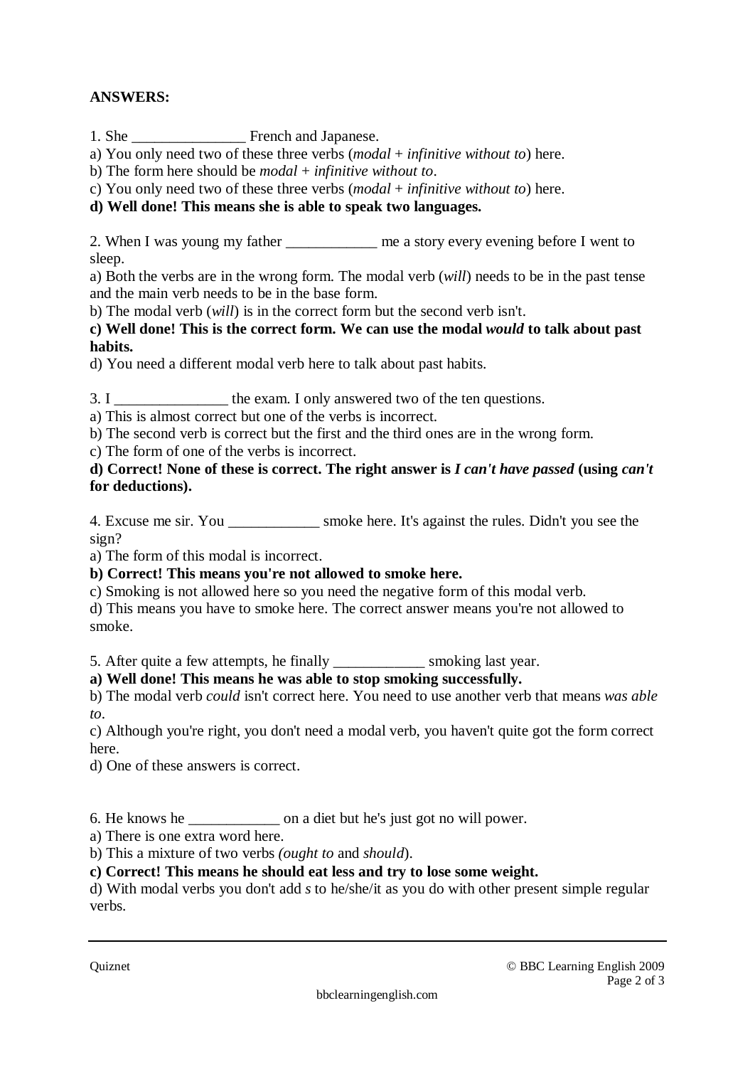**ANSWERS:**

1. She _______________ French and Japanese.

a) You only need two of these three verbs (*modal* + *infinitive without to*) here.
b) The form here should be *modal* + *infinitive without to*.
c) You only need two of these three verbs (*modal* + *infinitive without to*) here.
**d) Well done! This means she is able to speak two languages.**

2. When I was young my father ____________ me a story every evening before I went to sleep.

a) Both the verbs are in the wrong form. The modal verb (*will*) needs to be in the past tense and the main verb needs to be in the base form.
b) The modal verb (*will*) is in the correct form but the second verb isn't.
**c) Well done! This is the correct form. We can use the modal *would* to talk about past habits.**
d) You need a different modal verb here to talk about past habits.

3. I _______________ the exam. I only answered two of the ten questions.

a) This is almost correct but one of the verbs is incorrect.
b) The second verb is correct but the first and the third ones are in the wrong form.
c) The form of one of the verbs is incorrect.
**d) Correct! None of these is correct. The right answer is *I can't have passed* (using *can't* for deductions).**

4. Excuse me sir. You ____________ smoke here. It's against the rules. Didn't you see the sign?

a) The form of this modal is incorrect.
**b) Correct! This means you're not allowed to smoke here.**
c) Smoking is not allowed here so you need the negative form of this modal verb.
d) This means you have to smoke here. The correct answer means you're not allowed to smoke.

5. After quite a few attempts, he finally ____________ smoking last year.

**a) Well done! This means he was able to stop smoking successfully.**
b) The modal verb *could* isn't correct here. You need to use another verb that means *was able to*.
c) Although you're right, you don't need a modal verb, you haven't quite got the form correct here.
d) One of these answers is correct.

6. He knows he ____________ on a diet but he's just got no will power.

a) There is one extra word here.
b) This a mixture of two verbs *(ought to* and *should*).
**c) Correct! This means he should eat less and try to lose some weight.**
d) With modal verbs you don't add *s* to he/she/it as you do with other present simple regular verbs.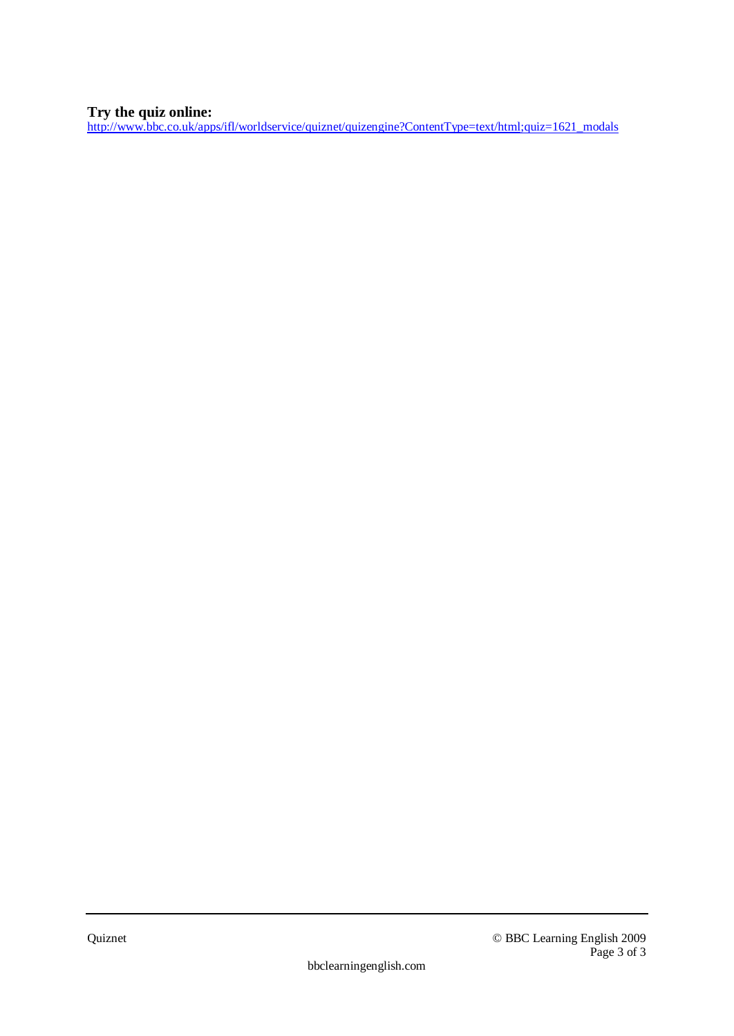**Try the quiz online:**
http://www.bbc.co.uk/apps/ifl/worldservice/quiznet/quizengine?ContentType=text/html;quiz=1621_modals